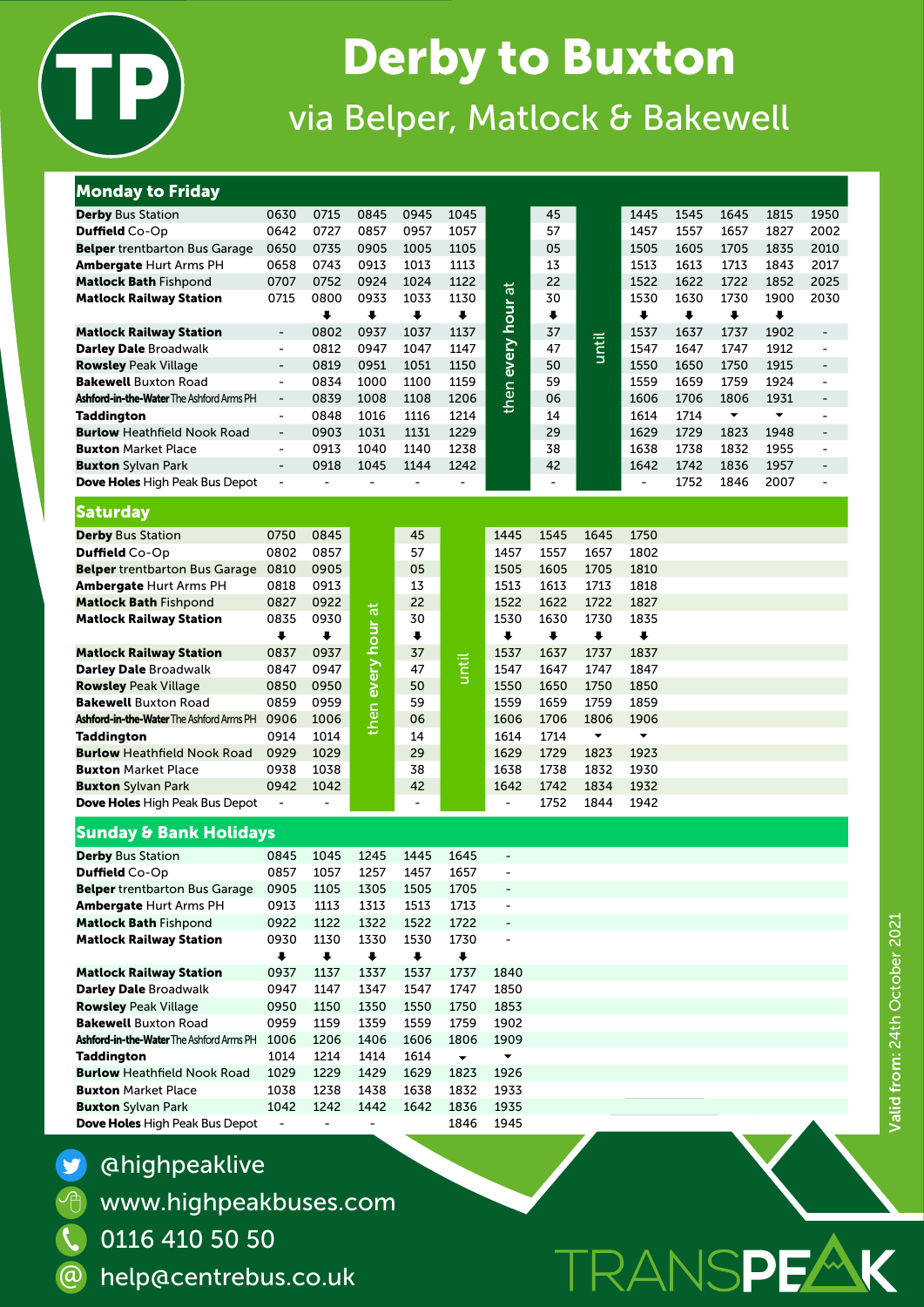# TP Derby to Buxton

## via Belper, Matlock & Bakewell

### Monday to Friday

| Stop | | | | | | | | | | | | | |
|---|---|---|---|---|---|---|---|---|---|---|---|---|---|
| **Derby** Bus Station | 0630 | 0715 | 0845 | 0945 | 1045 | then every hour at | 45 | until | 1445 | 1545 | 1645 | 1815 | 1950 |
| **Duffield** Co-Op | 0642 | 0727 | 0857 | 0957 | 1057 | | 57 | | 1457 | 1557 | 1657 | 1827 | 2002 |
| **Belper** trentbarton Bus Garage | 0650 | 0735 | 0905 | 1005 | 1105 | | 05 | | 1505 | 1605 | 1705 | 1835 | 2010 |
| **Ambergate** Hurt Arms PH | 0658 | 0743 | 0913 | 1013 | 1113 | | 13 | | 1513 | 1613 | 1713 | 1843 | 2017 |
| **Matlock** Bath Fishpond | 0707 | 0752 | 0924 | 1024 | 1122 | | 22 | | 1522 | 1622 | 1722 | 1852 | 2025 |
| **Matlock Railway Station** | 0715 | 0800 | 0933 | 1033 | 1130 | | 30 | | 1530 | 1630 | 1730 | 1900 | 2030 |
| | | ⬇ | ⬇ | ⬇ | ⬇ | | ⬇ | | ⬇ | ⬇ | ⬇ | ⬇ | |
| **Matlock Railway Station** | - | 0802 | 0937 | 1037 | 1137 | | 37 | | 1537 | 1637 | 1737 | 1902 | - |
| **Darley Dale** Broadwalk | - | 0812 | 0947 | 1047 | 1147 | | 47 | | 1547 | 1647 | 1747 | 1912 | - |
| **Rowsley** Peak Village | - | 0819 | 0951 | 1051 | 1150 | | 50 | | 1550 | 1650 | 1750 | 1915 | - |
| **Bakewell** Buxton Road | - | 0834 | 1000 | 1100 | 1159 | | 59 | | 1559 | 1659 | 1759 | 1924 | - |
| **Ashford-in-the-Water** The Ashford Arms PH | - | 0839 | 1008 | 1108 | 1206 | | 06 | | 1606 | 1706 | 1806 | 1931 | - |
| **Taddington** | - | 0848 | 1016 | 1116 | 1214 | | 14 | | 1614 | 1714 | ⬇ | ⬇ | - |
| **Burlow** Heathfield Nook Road | - | 0903 | 1031 | 1131 | 1229 | | 29 | | 1629 | 1729 | 1823 | 1948 | - |
| **Buxton** Market Place | - | 0913 | 1040 | 1140 | 1238 | | 38 | | 1638 | 1738 | 1832 | 1955 | - |
| **Buxton** Sylvan Park | - | 0918 | 1045 | 1144 | 1242 | | 42 | | 1642 | 1742 | 1836 | 1957 | - |
| **Dove Holes** High Peak Bus Depot | - | - | - | - | - | | - | | - | 1752 | 1846 | 2007 | - |

### Saturday

| Stop | | | | | | | | | | |
|---|---|---|---|---|---|---|---|---|---|---|
| **Derby** Bus Station | 0750 | 0845 | then every hour at | 45 | until | 1445 | 1545 | 1645 | 1750 |
| **Duffield** Co-Op | 0802 | 0857 | | 57 | | 1457 | 1557 | 1657 | 1802 |
| **Belper** trentbarton Bus Garage | 0810 | 0905 | | 05 | | 1505 | 1605 | 1705 | 1810 |
| **Ambergate** Hurt Arms PH | 0818 | 0913 | | 13 | | 1513 | 1613 | 1713 | 1818 |
| **Matlock** Bath Fishpond | 0827 | 0922 | | 22 | | 1522 | 1622 | 1722 | 1827 |
| **Matlock Railway Station** | 0835 | 0930 | | 30 | | 1530 | 1630 | 1730 | 1835 |
| | ⬇ | ⬇ | | ⬇ | | ⬇ | ⬇ | ⬇ | ⬇ |
| **Matlock Railway Station** | 0837 | 0937 | | 37 | | 1537 | 1637 | 1737 | 1837 |
| **Darley Dale** Broadwalk | 0847 | 0947 | | 47 | | 1547 | 1647 | 1747 | 1847 |
| **Rowsley** Peak Village | 0850 | 0950 | | 50 | | 1550 | 1650 | 1750 | 1850 |
| **Bakewell** Buxton Road | 0859 | 0959 | | 59 | | 1559 | 1659 | 1759 | 1859 |
| **Ashford-in-the-Water** The Ashford Arms PH | 0906 | 1006 | | 06 | | 1606 | 1706 | 1806 | 1906 |
| **Taddington** | 0914 | 1014 | | 14 | | 1614 | 1714 | ⬇ | ⬇ |
| **Burlow** Heathfield Nook Road | 0929 | 1029 | | 29 | | 1629 | 1729 | 1823 | 1923 |
| **Buxton** Market Place | 0938 | 1038 | | 38 | | 1638 | 1738 | 1832 | 1930 |
| **Buxton** Sylvan Park | 0942 | 1042 | | 42 | | 1642 | 1742 | 1834 | 1932 |
| **Dove Holes** High Peak Bus Depot | - | - | | - | | - | 1752 | 1844 | 1942 |

### Sunday & Bank Holidays

| Stop | | | | | | |
|---|---|---|---|---|---|---|
| **Derby** Bus Station | 0845 | 1045 | 1245 | 1445 | 1645 | - |
| **Duffield** Co-Op | 0857 | 1057 | 1257 | 1457 | 1657 | - |
| **Belper** trentbarton Bus Garage | 0905 | 1105 | 1305 | 1505 | 1705 | - |
| **Ambergate** Hurt Arms PH | 0913 | 1113 | 1313 | 1513 | 1713 | - |
| **Matlock** Bath Fishpond | 0922 | 1122 | 1322 | 1522 | 1722 | - |
| **Matlock Railway Station** | 0930 | 1130 | 1330 | 1530 | 1730 | - |
| | ⬇ | ⬇ | ⬇ | ⬇ | ⬇ | |
| **Matlock Railway Station** | 0937 | 1137 | 1337 | 1537 | 1737 | 1840 |
| **Darley Dale** Broadwalk | 0947 | 1147 | 1347 | 1547 | 1747 | 1850 |
| **Rowsley** Peak Village | 0950 | 1150 | 1350 | 1550 | 1750 | 1853 |
| **Bakewell** Buxton Road | 0959 | 1159 | 1359 | 1559 | 1759 | 1902 |
| **Ashford-in-the-Water** The Ashford Arms PH | 1006 | 1206 | 1406 | 1606 | 1806 | 1909 |
| **Taddington** | 1014 | 1214 | 1414 | 1614 | ⬇ | ⬇ |
| **Burlow** Heathfield Nook Road | 1029 | 1229 | 1429 | 1629 | 1823 | 1926 |
| **Buxton** Market Place | 1038 | 1238 | 1438 | 1638 | 1832 | 1933 |
| **Buxton** Sylvan Park | 1042 | 1242 | 1442 | 1642 | 1836 | 1935 |
| **Dove Holes** High Peak Bus Depot | - | - | - | | 1846 | 1945 |

Valid from: 24th October 2021

@highpeaklive

www.highpeakbuses.com

0116 410 50 50

help@centrebus.co.uk

TRANSPEAK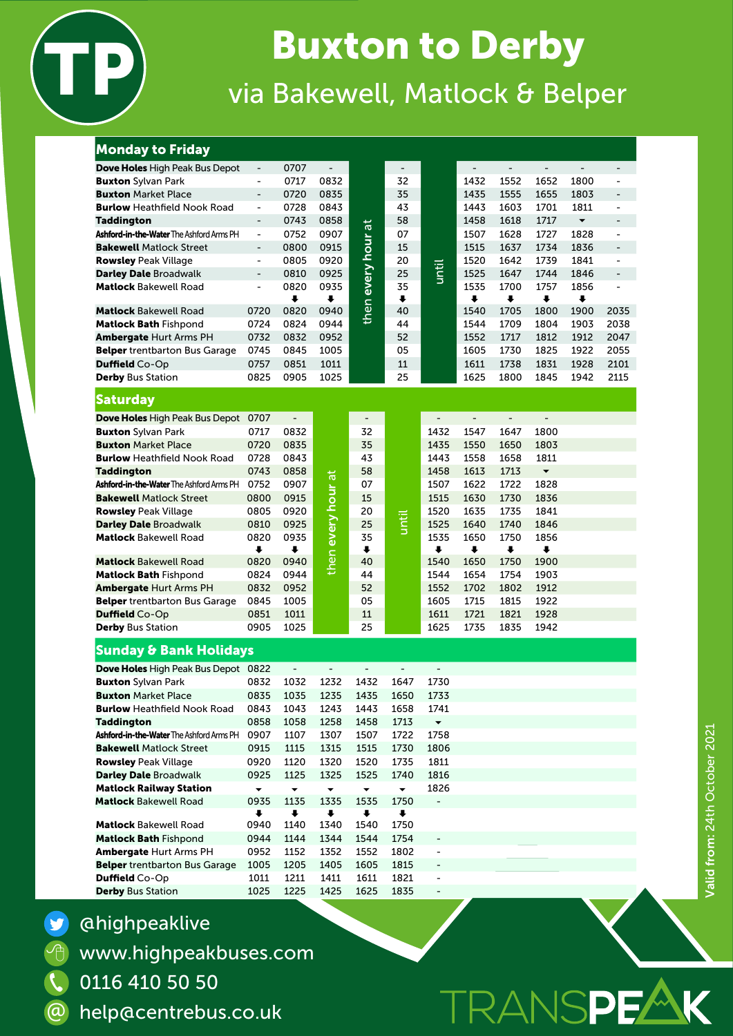# Buxton to Derby

## via Bakewell, Matlock & Belper

### Monday to Friday

| | | | | | | | | | | | | |
|---|---|---|---|---|---|---|---|---|---|---|---|---|
| **Dove Holes** High Peak Bus Depot | - | 0707 | - | then every hour at | - | until | - | - | - | - | - |
| **Buxton** Sylvan Park | - | 0717 | 0832 | | 32 | | 1432 | 1552 | 1652 | 1800 | - |
| **Buxton** Market Place | - | 0720 | 0835 | | 35 | | 1435 | 1555 | 1655 | 1803 | - |
| **Burlow** Heathfield Nook Road | - | 0728 | 0843 | | 43 | | 1443 | 1603 | 1701 | 1811 | - |
| **Taddington** | - | 0743 | 0858 | | 58 | | 1458 | 1618 | 1717 | ▾ | - |
| **Ashford-in-the-Water** The Ashford Arms PH | - | 0752 | 0907 | | 07 | | 1507 | 1628 | 1727 | 1828 | - |
| **Bakewell** Matlock Street | - | 0800 | 0915 | | 15 | | 1515 | 1637 | 1734 | 1836 | - |
| **Rowsley** Peak Village | - | 0805 | 0920 | | 20 | | 1520 | 1642 | 1739 | 1841 | - |
| **Darley Dale** Broadwalk | - | 0810 | 0925 | | 25 | | 1525 | 1647 | 1744 | 1846 | - |
| **Matlock** Bakewell Road | - | 0820 | 0935 | | 35 | | 1535 | 1700 | 1757 | 1856 | - |
| | | ⬇ | ⬇ | | ⬇ | | ⬇ | ⬇ | ⬇ | ⬇ | |
| **Matlock** Bakewell Road | 0720 | 0820 | 0940 | | 40 | | 1540 | 1705 | 1800 | 1900 | 2035 |
| **Matlock** Bath Fishpond | 0724 | 0824 | 0944 | | 44 | | 1544 | 1709 | 1804 | 1903 | 2038 |
| **Ambergate** Hurt Arms PH | 0732 | 0832 | 0952 | | 52 | | 1552 | 1717 | 1812 | 1912 | 2047 |
| **Belper** trentbarton Bus Garage | 0745 | 0845 | 1005 | | 05 | | 1605 | 1730 | 1825 | 1922 | 2055 |
| **Duffield** Co-Op | 0757 | 0851 | 1011 | | 11 | | 1611 | 1738 | 1831 | 1928 | 2101 |
| **Derby** Bus Station | 0825 | 0905 | 1025 | | 25 | | 1625 | 1800 | 1845 | 1942 | 2115 |

### Saturday

| | | | | | | | | | |
|---|---|---|---|---|---|---|---|---|---|
| **Dove Holes** High Peak Bus Depot | 0707 | - | then every hour at | - | until | - | - | - | - |
| **Buxton** Sylvan Park | 0717 | 0832 | | 32 | | 1432 | 1547 | 1647 | 1800 |
| **Buxton** Market Place | 0720 | 0835 | | 35 | | 1435 | 1550 | 1650 | 1803 |
| **Burlow** Heathfield Nook Road | 0728 | 0843 | | 43 | | 1443 | 1558 | 1658 | 1811 |
| **Taddington** | 0743 | 0858 | | 58 | | 1458 | 1613 | 1713 | ▾ |
| **Ashford-in-the-Water** The Ashford Arms PH | 0752 | 0907 | | 07 | | 1507 | 1622 | 1722 | 1828 |
| **Bakewell** Matlock Street | 0800 | 0915 | | 15 | | 1515 | 1630 | 1730 | 1836 |
| **Rowsley** Peak Village | 0805 | 0920 | | 20 | | 1520 | 1635 | 1735 | 1841 |
| **Darley Dale** Broadwalk | 0810 | 0925 | | 25 | | 1525 | 1640 | 1740 | 1846 |
| **Matlock** Bakewell Road | 0820 | 0935 | | 35 | | 1535 | 1650 | 1750 | 1856 |
| | ⬇ | ⬇ | | ⬇ | | ⬇ | ⬇ | ⬇ | ⬇ |
| **Matlock** Bakewell Road | 0820 | 0940 | | 40 | | 1540 | 1650 | 1750 | 1900 |
| **Matlock** Bath Fishpond | 0824 | 0944 | | 44 | | 1544 | 1654 | 1754 | 1903 |
| **Ambergate** Hurt Arms PH | 0832 | 0952 | | 52 | | 1552 | 1702 | 1802 | 1912 |
| **Belper** trentbarton Bus Garage | 0845 | 1005 | | 05 | | 1605 | 1715 | 1815 | 1922 |
| **Duffield** Co-Op | 0851 | 1011 | | 11 | | 1611 | 1721 | 1821 | 1928 |
| **Derby** Bus Station | 0905 | 1025 | | 25 | | 1625 | 1735 | 1835 | 1942 |

### Sunday & Bank Holidays

| | | | | | | |
|---|---|---|---|---|---|---|
| **Dove Holes** High Peak Bus Depot | 0822 | - | - | - | - | - |
| **Buxton** Sylvan Park | 0832 | 1032 | 1232 | 1432 | 1647 | 1730 |
| **Buxton** Market Place | 0835 | 1035 | 1235 | 1435 | 1650 | 1733 |
| **Burlow** Heathfield Nook Road | 0843 | 1043 | 1243 | 1443 | 1658 | 1741 |
| **Taddington** | 0858 | 1058 | 1258 | 1458 | 1713 | ▾ |
| **Ashford-in-the-Water** The Ashford Arms PH | 0907 | 1107 | 1307 | 1507 | 1722 | 1758 |
| **Bakewell** Matlock Street | 0915 | 1115 | 1315 | 1515 | 1730 | 1806 |
| **Rowsley** Peak Village | 0920 | 1120 | 1320 | 1520 | 1735 | 1811 |
| **Darley Dale** Broadwalk | 0925 | 1125 | 1325 | 1525 | 1740 | 1816 |
| **Matlock Railway Station** | ▾ | ▾ | ▾ | ▾ | ▾ | 1826 |
| **Matlock** Bakewell Road | 0935 | 1135 | 1335 | 1535 | 1750 | - |
| | ⬇ | ⬇ | ⬇ | ⬇ | ⬇ | |
| **Matlock** Bakewell Road | 0940 | 1140 | 1340 | 1540 | 1750 | |
| **Matlock** Bath Fishpond | 0944 | 1144 | 1344 | 1544 | 1754 | - |
| **Ambergate** Hurt Arms PH | 0952 | 1152 | 1352 | 1552 | 1802 | - |
| **Belper** trentbarton Bus Garage | 1005 | 1205 | 1405 | 1605 | 1815 | - |
| **Duffield** Co-Op | 1011 | 1211 | 1411 | 1611 | 1821 | - |
| **Derby** Bus Station | 1025 | 1225 | 1425 | 1625 | 1835 | - |

Valid from: 24th October 2021

@highpeaklive

www.highpeakbuses.com

0116 410 50 50

help@centrebus.co.uk

TRANSPEAK